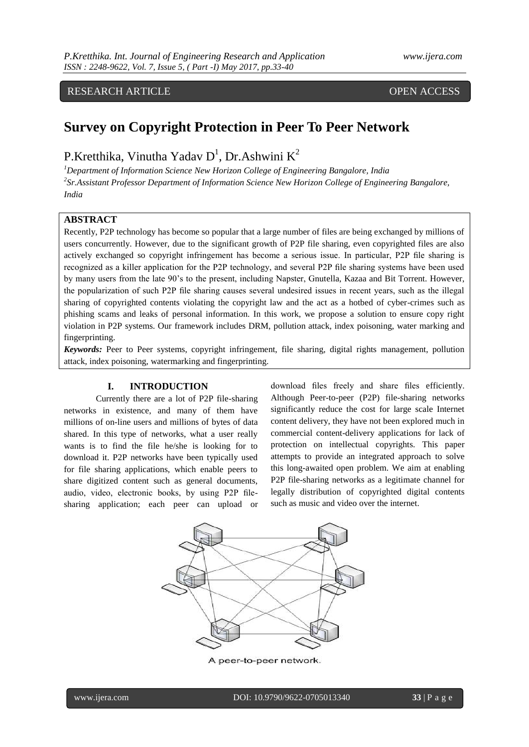RESEARCH ARTICLE OPEN ACCESS

# Survey on Copyright Protection in Peer To Peer Network

P.Kretthika, Vinutha Yadav D[1], Dr.Ashwini K[2]

[1]Department of Information Science New Horizon College of Engineering Bangalore, India
[2]Sr.Assistant Professor Department of Information Science New Horizon College of Engineering Bangalore, India

## ABSTRACT

Recently, P2P technology has become so popular that a large number of files are being exchanged by millions of users concurrently. However, due to the significant growth of P2P file sharing, even copyrighted files are also actively exchanged so copyright infringement has become a serious issue. In particular, P2P file sharing is recognized as a killer application for the P2P technology, and several P2P file sharing systems have been used by many users from the late 90's to the present, including Napster, Gnutella, Kazaa and Bit Torrent. However, the popularization of such P2P file sharing causes several undesired issues in recent years, such as the illegal sharing of copyrighted contents violating the copyright law and the act as a hotbed of cyber-crimes such as phishing scams and leaks of personal information. In this work, we propose a solution to ensure copy right violation in P2P systems. Our framework includes DRM, pollution attack, index poisoning, water marking and fingerprinting.

***Keywords:*** Peer to Peer systems, copyright infringement, file sharing, digital rights management, pollution attack, index poisoning, watermarking and fingerprinting.

## I. INTRODUCTION

Currently there are a lot of P2P file-sharing networks in existence, and many of them have millions of on-line users and millions of bytes of data shared. In this type of networks, what a user really wants is to find the file he/she is looking for to download it. P2P networks have been typically used for file sharing applications, which enable peers to share digitized content such as general documents, audio, video, electronic books, by using P2P file-sharing application; each peer can upload or download files freely and share files efficiently. Although Peer-to-peer (P2P) file-sharing networks significantly reduce the cost for large scale Internet content delivery, they have not been explored much in commercial content-delivery applications for lack of protection on intellectual copyrights. This paper attempts to provide an integrated approach to solve this long-awaited open problem. We aim at enabling P2P file-sharing networks as a legitimate channel for legally distribution of copyrighted digital contents such as music and video over the internet.

A peer-to-peer network.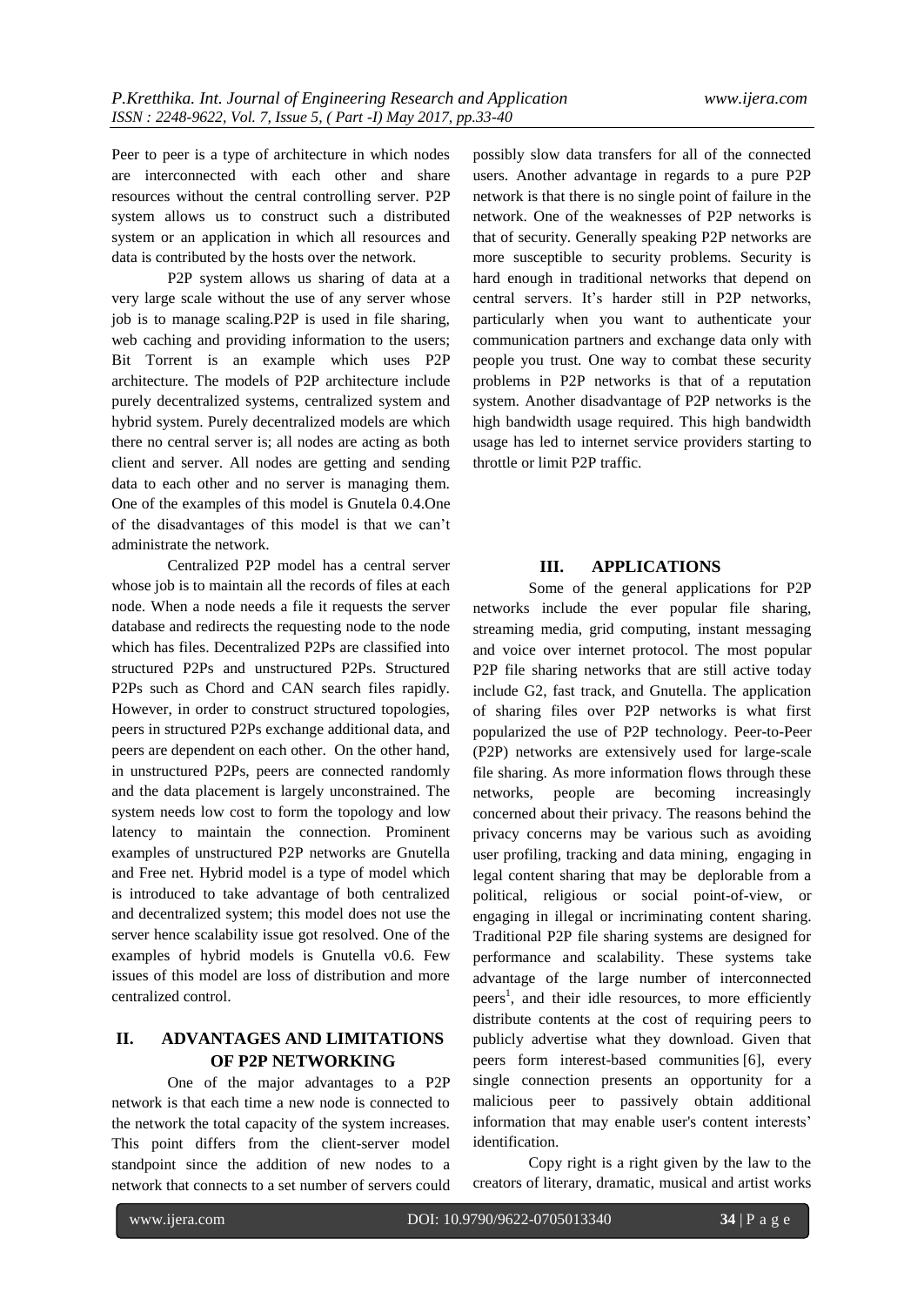Peer to peer is a type of architecture in which nodes are interconnected with each other and share resources without the central controlling server. P2P system allows us to construct such a distributed system or an application in which all resources and data is contributed by the hosts over the network.

P2P system allows us sharing of data at a very large scale without the use of any server whose job is to manage scaling.P2P is used in file sharing, web caching and providing information to the users; Bit Torrent is an example which uses P2P architecture. The models of P2P architecture include purely decentralized systems, centralized system and hybrid system. Purely decentralized models are which there no central server is; all nodes are acting as both client and server. All nodes are getting and sending data to each other and no server is managing them. One of the examples of this model is Gnutela 0.4.One of the disadvantages of this model is that we can't administrate the network.

Centralized P2P model has a central server whose job is to maintain all the records of files at each node. When a node needs a file it requests the server database and redirects the requesting node to the node which has files. Decentralized P2Ps are classified into structured P2Ps and unstructured P2Ps. Structured P2Ps such as Chord and CAN search files rapidly. However, in order to construct structured topologies, peers in structured P2Ps exchange additional data, and peers are dependent on each other. On the other hand, in unstructured P2Ps, peers are connected randomly and the data placement is largely unconstrained. The system needs low cost to form the topology and low latency to maintain the connection. Prominent examples of unstructured P2P networks are Gnutella and Free net. Hybrid model is a type of model which is introduced to take advantage of both centralized and decentralized system; this model does not use the server hence scalability issue got resolved. One of the examples of hybrid models is Gnutella v0.6. Few issues of this model are loss of distribution and more centralized control.

## II. ADVANTAGES AND LIMITATIONS OF P2P NETWORKING

One of the major advantages to a P2P network is that each time a new node is connected to the network the total capacity of the system increases. This point differs from the client-server model standpoint since the addition of new nodes to a network that connects to a set number of servers could possibly slow data transfers for all of the connected users. Another advantage in regards to a pure P2P network is that there is no single point of failure in the network. One of the weaknesses of P2P networks is that of security. Generally speaking P2P networks are more susceptible to security problems. Security is hard enough in traditional networks that depend on central servers. It's harder still in P2P networks, particularly when you want to authenticate your communication partners and exchange data only with people you trust. One way to combat these security problems in P2P networks is that of a reputation system. Another disadvantage of P2P networks is the high bandwidth usage required. This high bandwidth usage has led to internet service providers starting to throttle or limit P2P traffic.

## III. APPLICATIONS

Some of the general applications for P2P networks include the ever popular file sharing, streaming media, grid computing, instant messaging and voice over internet protocol. The most popular P2P file sharing networks that are still active today include G2, fast track, and Gnutella. The application of sharing files over P2P networks is what first popularized the use of P2P technology. Peer-to-Peer (P2P) networks are extensively used for large-scale file sharing. As more information flows through these networks, people are becoming increasingly concerned about their privacy. The reasons behind the privacy concerns may be various such as avoiding user profiling, tracking and data mining, engaging in legal content sharing that may be deplorable from a political, religious or social point-of-view, or engaging in illegal or incriminating content sharing. Traditional P2P file sharing systems are designed for performance and scalability. These systems take advantage of the large number of interconnected peers[1], and their idle resources, to more efficiently distribute contents at the cost of requiring peers to publicly advertise what they download. Given that peers form interest-based communities [6], every single connection presents an opportunity for a malicious peer to passively obtain additional information that may enable user's content interests' identification.

Copy right is a right given by the law to the creators of literary, dramatic, musical and artist works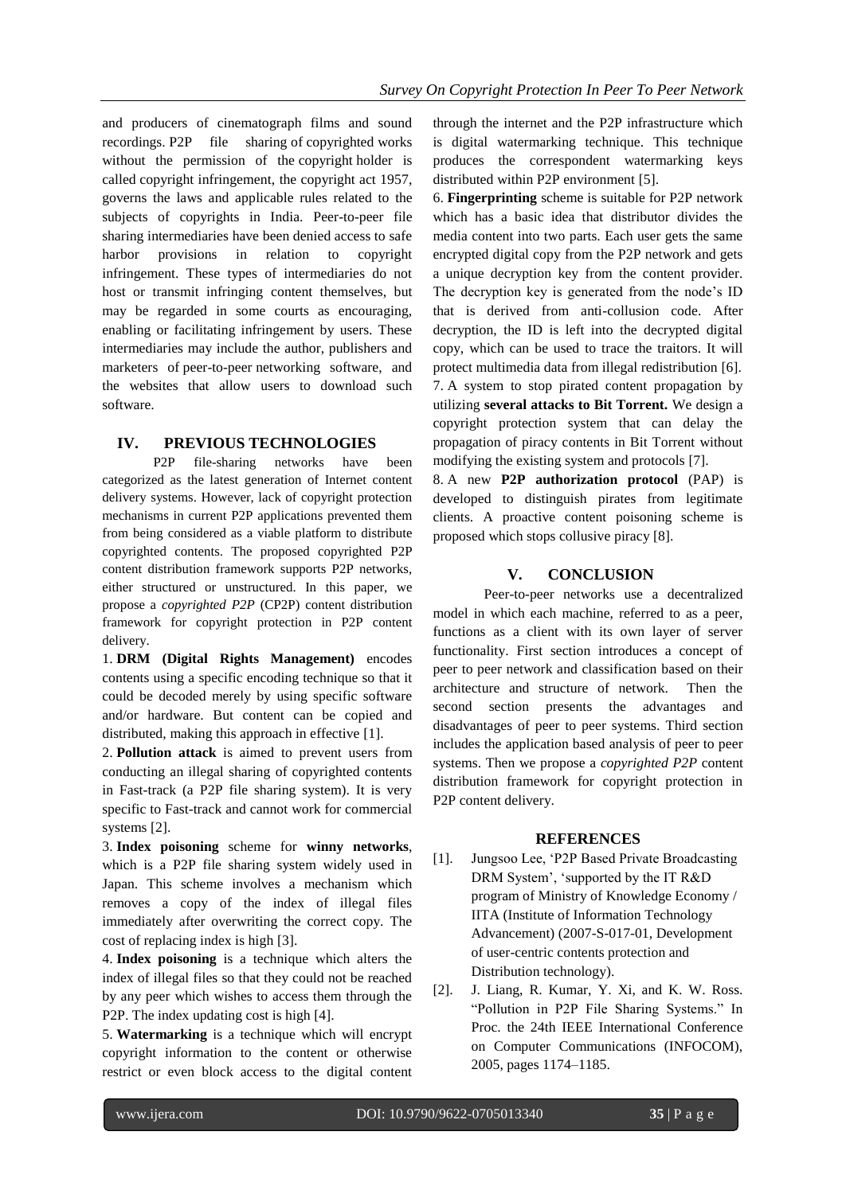and producers of cinematograph films and sound recordings. P2P file sharing of copyrighted works without the permission of the copyright holder is called copyright infringement, the copyright act 1957, governs the laws and applicable rules related to the subjects of copyrights in India. Peer-to-peer file sharing intermediaries have been denied access to safe harbor provisions in relation to copyright infringement. These types of intermediaries do not host or transmit infringing content themselves, but may be regarded in some courts as encouraging, enabling or facilitating infringement by users. These intermediaries may include the author, publishers and marketers of peer-to-peer networking software, and the websites that allow users to download such software.

## IV. PREVIOUS TECHNOLOGIES

P2P file-sharing networks have been categorized as the latest generation of Internet content delivery systems. However, lack of copyright protection mechanisms in current P2P applications prevented them from being considered as a viable platform to distribute copyrighted contents. The proposed copyrighted P2P content distribution framework supports P2P networks, either structured or unstructured. In this paper, we propose a *copyrighted P2P* (CP2P) content distribution framework for copyright protection in P2P content delivery.

1. **DRM (Digital Rights Management)** encodes contents using a specific encoding technique so that it could be decoded merely by using specific software and/or hardware. But content can be copied and distributed, making this approach in effective [1].

2. **Pollution attack** is aimed to prevent users from conducting an illegal sharing of copyrighted contents in Fast-track (a P2P file sharing system). It is very specific to Fast-track and cannot work for commercial systems [2].

3. **Index poisoning** scheme for **winny networks**, which is a P2P file sharing system widely used in Japan. This scheme involves a mechanism which removes a copy of the index of illegal files immediately after overwriting the correct copy. The cost of replacing index is high [3].

4. **Index poisoning** is a technique which alters the index of illegal files so that they could not be reached by any peer which wishes to access them through the P2P. The index updating cost is high [4].

5. **Watermarking** is a technique which will encrypt copyright information to the content or otherwise restrict or even block access to the digital content through the internet and the P2P infrastructure which is digital watermarking technique. This technique produces the correspondent watermarking keys distributed within P2P environment [5].

6. **Fingerprinting** scheme is suitable for P2P network which has a basic idea that distributor divides the media content into two parts. Each user gets the same encrypted digital copy from the P2P network and gets a unique decryption key from the content provider. The decryption key is generated from the node's ID that is derived from anti-collusion code. After decryption, the ID is left into the decrypted digital copy, which can be used to trace the traitors. It will protect multimedia data from illegal redistribution [6].

7. A system to stop pirated content propagation by utilizing **several attacks to Bit Torrent.** We design a copyright protection system that can delay the propagation of piracy contents in Bit Torrent without modifying the existing system and protocols [7].

8. A new **P2P authorization protocol** (PAP) is developed to distinguish pirates from legitimate clients. A proactive content poisoning scheme is proposed which stops collusive piracy [8].

## V. CONCLUSION

Peer-to-peer networks use a decentralized model in which each machine, referred to as a peer, functions as a client with its own layer of server functionality. First section introduces a concept of peer to peer network and classification based on their architecture and structure of network. Then the second section presents the advantages and disadvantages of peer to peer systems. Third section includes the application based analysis of peer to peer systems. Then we propose a *copyrighted P2P* content distribution framework for copyright protection in P2P content delivery.

## REFERENCES

[1]. Jungsoo Lee, 'P2P Based Private Broadcasting DRM System', 'supported by the IT R&D program of Ministry of Knowledge Economy / IITA (Institute of Information Technology Advancement) (2007-S-017-01, Development of user-centric contents protection and Distribution technology).

[2]. J. Liang, R. Kumar, Y. Xi, and K. W. Ross. "Pollution in P2P File Sharing Systems." In Proc. the 24th IEEE International Conference on Computer Communications (INFOCOM), 2005, pages 1174–1185.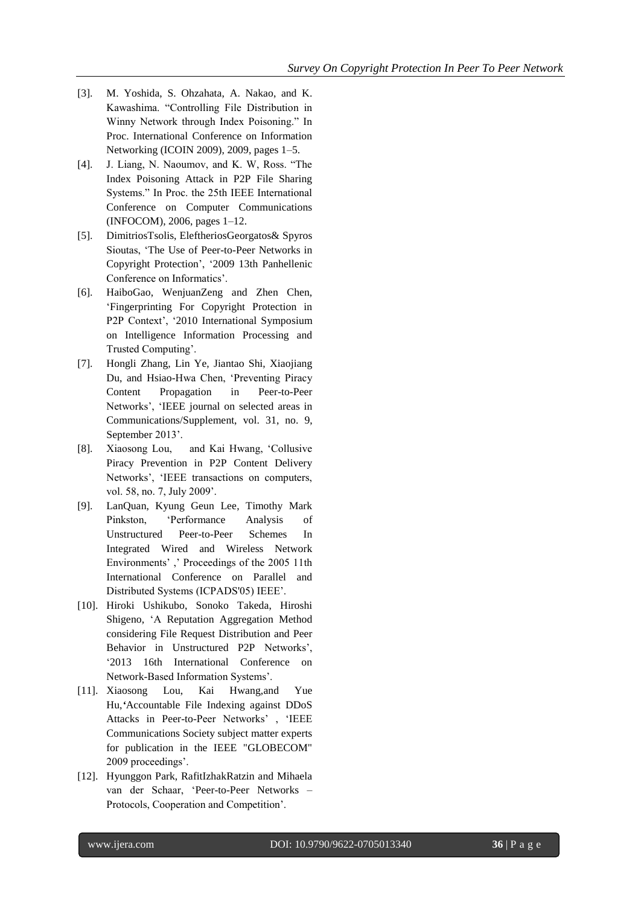[3]. M. Yoshida, S. Ohzahata, A. Nakao, and K. Kawashima. “Controlling File Distribution in Winny Network through Index Poisoning.” In Proc. International Conference on Information Networking (ICOIN 2009), 2009, pages 1–5.

[4]. J. Liang, N. Naoumov, and K. W, Ross. “The Index Poisoning Attack in P2P File Sharing Systems.” In Proc. the 25th IEEE International Conference on Computer Communications (INFOCOM), 2006, pages 1–12.

[5]. DimitriosTsolis, EleftheriosGeorgatos& Spyros Sioutas, ‘The Use of Peer-to-Peer Networks in Copyright Protection’, ‘2009 13th Panhellenic Conference on Informatics’.

[6]. HaiboGao, WenjuanZeng and Zhen Chen, ‘Fingerprinting For Copyright Protection in P2P Context’, ‘2010 International Symposium on Intelligence Information Processing and Trusted Computing’.

[7]. Hongli Zhang, Lin Ye, Jiantao Shi, Xiaojiang Du, and Hsiao-Hwa Chen, ‘Preventing Piracy Content Propagation in Peer-to-Peer Networks’, ‘IEEE journal on selected areas in Communications/Supplement, vol. 31, no. 9, September 2013’.

[8]. Xiaosong Lou, and Kai Hwang, ‘Collusive Piracy Prevention in P2P Content Delivery Networks’, ‘IEEE transactions on computers, vol. 58, no. 7, July 2009’.

[9]. LanQuan, Kyung Geun Lee, Timothy Mark Pinkston, ‘Performance Analysis of Unstructured Peer-to-Peer Schemes In Integrated Wired and Wireless Network Environments’ ,’ Proceedings of the 2005 11th International Conference on Parallel and Distributed Systems (ICPADS'05) IEEE’.

[10]. Hiroki Ushikubo, Sonoko Takeda, Hiroshi Shigeno, ‘A Reputation Aggregation Method considering File Request Distribution and Peer Behavior in Unstructured P2P Networks’, ‘2013 16th International Conference on Network-Based Information Systems’.

[11]. Xiaosong Lou, Kai Hwang,and Yue Hu,‘Accountable File Indexing against DDoS Attacks in Peer-to-Peer Networks’ , ‘IEEE Communications Society subject matter experts for publication in the IEEE "GLOBECOM" 2009 proceedings’.

[12]. Hyunggon Park, RafitIzhakRatzin and Mihaela van der Schaar, ‘Peer-to-Peer Networks – Protocols, Cooperation and Competition’.